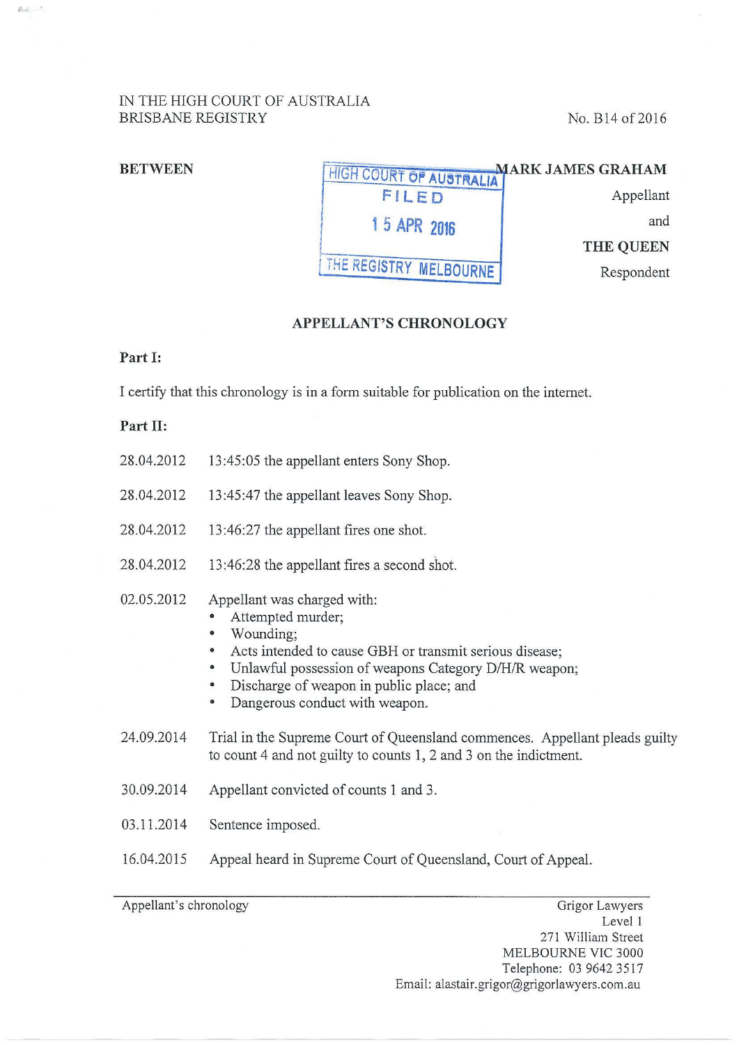IN THE HIGH COURT OF AUSTRALIA
BRISBANE REGISTRY

No. B14 of 2016

HIGH COURT OF AUSTRALIA
FILED
15 APR 2016
THE REGISTRY MELBOURNE

**BETWEEN**

**MARK JAMES GRAHAM**
Appellant

and

**THE QUEEN**
Respondent

## APPELLANT'S CHRONOLOGY

**Part I:**

I certify that this chronology is in a form suitable for publication on the internet.

**Part II:**

| | |
|---|---|
| 28.04.2012 | 13:45:05 the appellant enters Sony Shop. |
| 28.04.2012 | 13:45:47 the appellant leaves Sony Shop. |
| 28.04.2012 | 13:46:27 the appellant fires one shot. |
| 28.04.2012 | 13:46:28 the appellant fires a second shot. |
| 02.05.2012 | Appellant was charged with: • Attempted murder; • Wounding; • Acts intended to cause GBH or transmit serious disease; • Unlawful possession of weapons Category D/H/R weapon; • Discharge of weapon in public place; and • Dangerous conduct with weapon. |
| 24.09.2014 | Trial in the Supreme Court of Queensland commences. Appellant pleads guilty to count 4 and not guilty to counts 1, 2 and 3 on the indictment. |
| 30.09.2014 | Appellant convicted of counts 1 and 3. |
| 03.11.2014 | Sentence imposed. |
| 16.04.2015 | Appeal heard in Supreme Court of Queensland, Court of Appeal. |

Appellant's chronology

Grigor Lawyers
Level 1
271 William Street
MELBOURNE VIC 3000
Telephone: 03 9642 3517
Email: alastair.grigor@grigorlawyers.com.au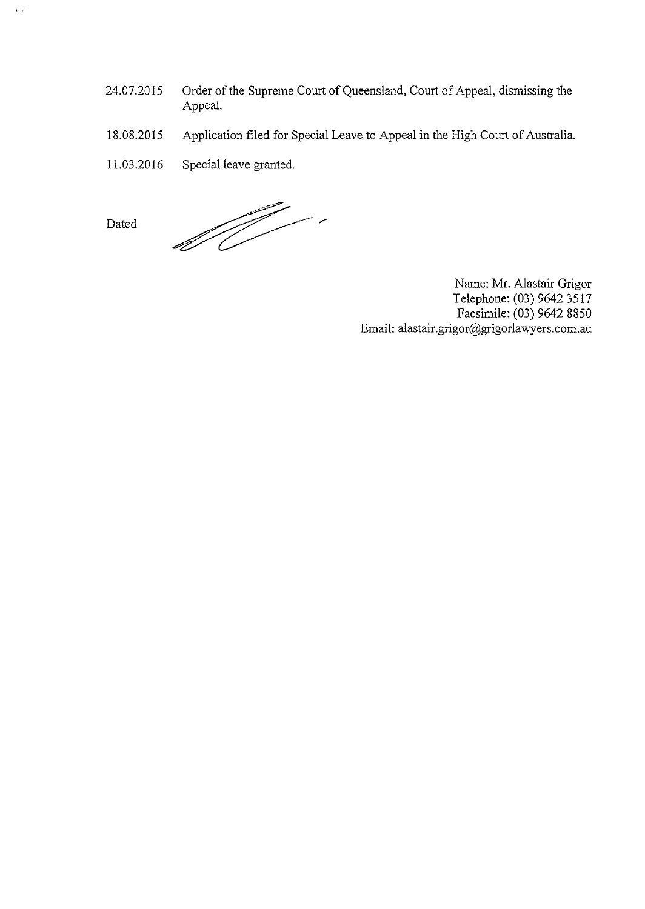| | |
|---|---|
| 24.07.2015 | Order of the Supreme Court of Queensland, Court of Appeal, dismissing the Appeal. |
| 18.08.2015 | Application filed for Special Leave to Appeal in the High Court of Australia. |
| 11.03.2016 | Special leave granted. |

Dated

Name: Mr. Alastair Grigor
Telephone: (03) 9642 3517
Facsimile: (03) 9642 8850
Email: alastair.grigor@grigorlawyers.com.au